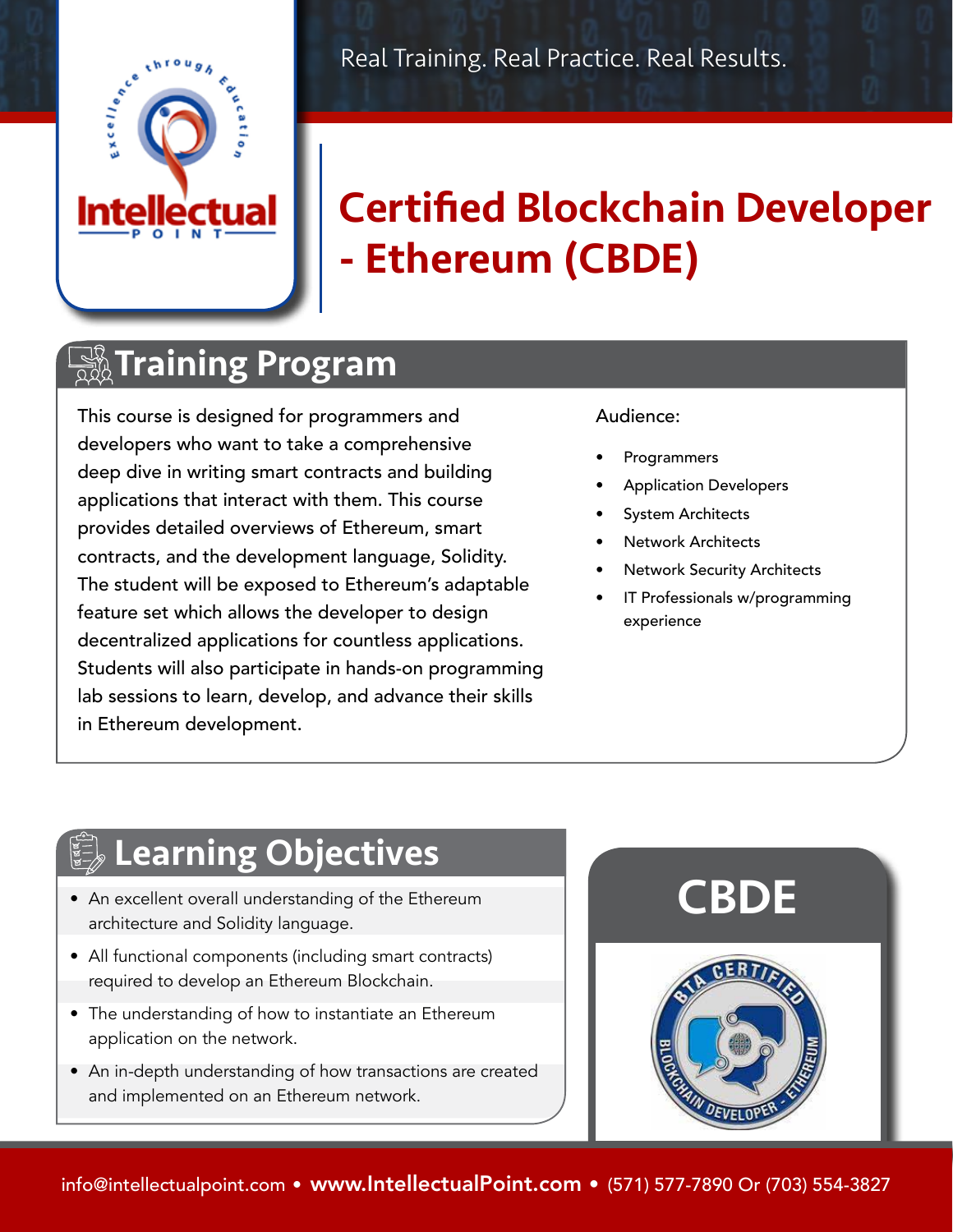Real Training. Real Practice. Real Results.

# Certified Blockchain Developer - Ethereum (CBDE)

## Training Program

This course is designed for programmers and developers who want to take a comprehensive deep dive in writing smart contracts and building applications that interact with them. This course provides detailed overviews of Ethereum, smart contracts, and the development language, Solidity. The student will be exposed to Ethereum's adaptable feature set which allows the developer to design decentralized applications for countless applications. Students will also participate in hands-on programming lab sessions to learn, develop, and advance their skills in Ethereum development.

Audience:

- Programmers
- Application Developers
- System Architects
- Network Architects
- Network Security Architects
- IT Professionals w/programming experience

## Learning Objectives

- An excellent overall understanding of the Ethereum architecture and Solidity language.
- All functional components (including smart contracts) required to develop an Ethereum Blockchain.
- The understanding of how to instantiate an Ethereum application on the network.
- An in-depth understanding of how transactions are created and implemented on an Ethereum network.

## CBDE

info@intellectualpoint.com • **www.IntellectualPoint.com** • (571) 577-7890 Or (703) 554-3827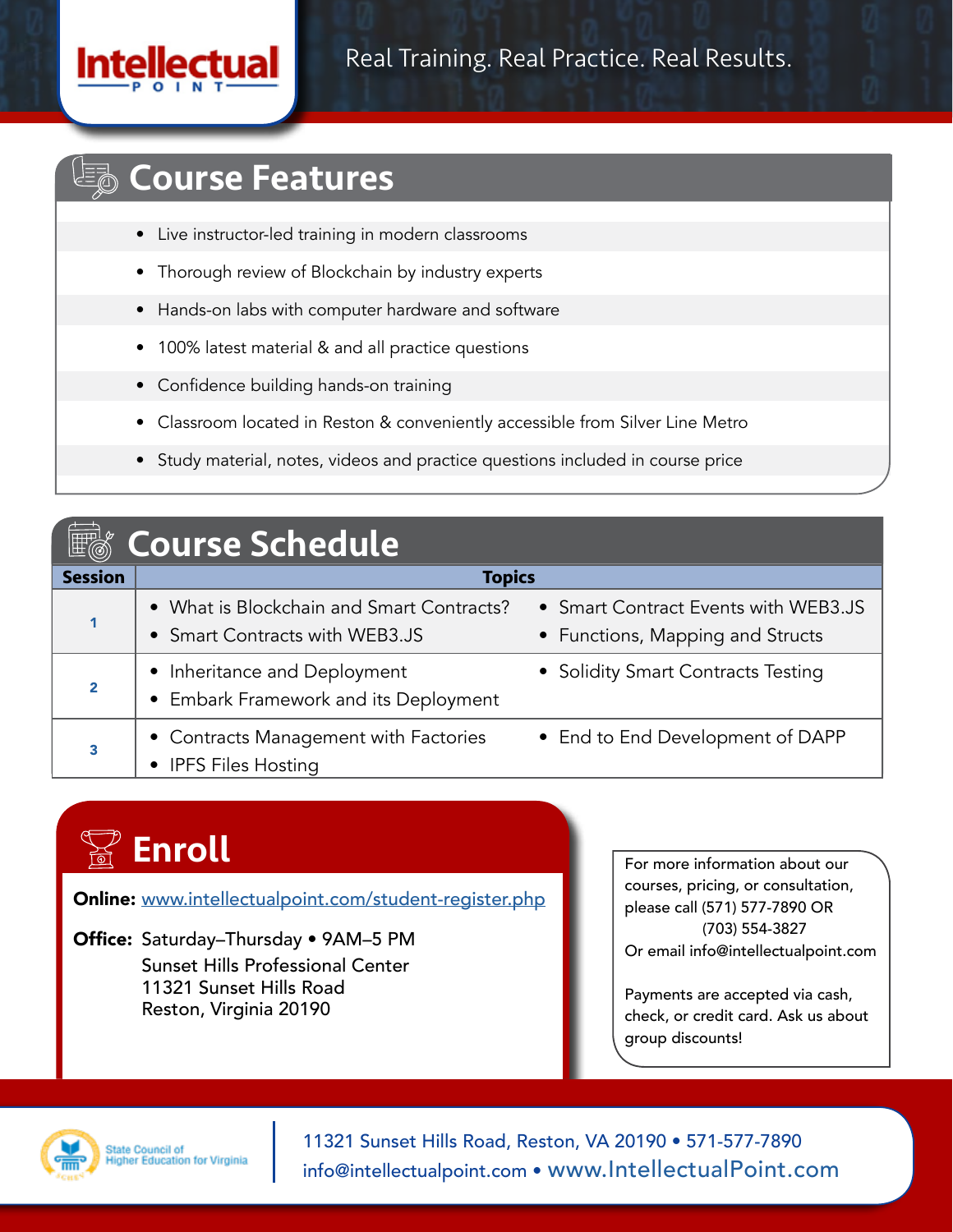Real Training. Real Practice. Real Results.

## Course Features

- Live instructor-led training in modern classrooms
- Thorough review of Blockchain by industry experts
- Hands-on labs with computer hardware and software
- 100% latest material & and all practice questions
- Confidence building hands-on training
- Classroom located in Reston & conveniently accessible from Silver Line Metro
- Study material, notes, videos and practice questions included in course price

## Course Schedule

| Session | Topics | |
|---|---|---|
| 1 | • What is Blockchain and Smart Contracts?<br>• Smart Contracts with WEB3.JS | • Smart Contract Events with WEB3.JS<br>• Functions, Mapping and Structs |
| 2 | • Inheritance and Deployment<br>• Embark Framework and its Deployment | • Solidity Smart Contracts Testing |
| 3 | • Contracts Management with Factories<br>• IPFS Files Hosting | • End to End Development of DAPP |

## Enroll

**Online:** www.intellectualpoint.com/student-register.php

**Office:** Saturday–Thursday • 9AM–5 PM
Sunset Hills Professional Center
11321 Sunset Hills Road
Reston, Virginia 20190

For more information about our courses, pricing, or consultation, please call (571) 577-7890 OR (703) 554-3827
Or email info@intellectualpoint.com

Payments are accepted via cash, check, or credit card. Ask us about group discounts!

State Council of Higher Education for Virginia

11321 Sunset Hills Road, Reston, VA 20190 • 571-577-7890
info@intellectualpoint.com • www.IntellectualPoint.com